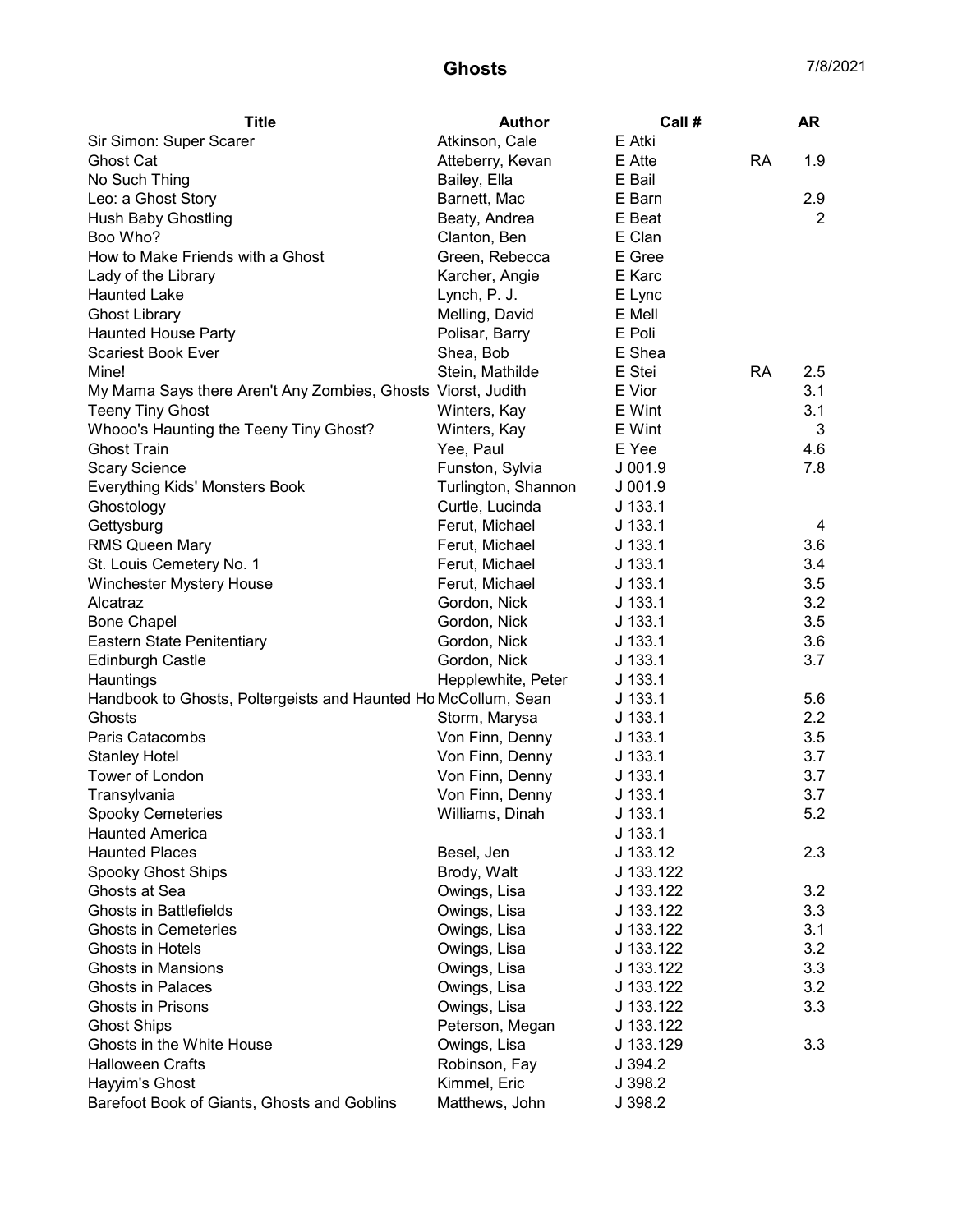# Ghosts

7/8/2021

| Title | Author | Call # | | AR |
|---|---|---|---|---|
| Sir Simon: Super Scarer | Atkinson, Cale | E Atki | | |
| Ghost Cat | Atteberry, Kevan | E Atte | RA | 1.9 |
| No Such Thing | Bailey, Ella | E Bail | | |
| Leo: a Ghost Story | Barnett, Mac | E Barn | | 2.9 |
| Hush Baby Ghostling | Beaty, Andrea | E Beat | | 2 |
| Boo Who? | Clanton, Ben | E Clan | | |
| How to Make Friends with a Ghost | Green, Rebecca | E Gree | | |
| Lady of the Library | Karcher, Angie | E Karc | | |
| Haunted Lake | Lynch, P. J. | E Lync | | |
| Ghost Library | Melling, David | E Mell | | |
| Haunted House Party | Polisar, Barry | E Poli | | |
| Scariest Book Ever | Shea, Bob | E Shea | | |
| Mine! | Stein, Mathilde | E Stei | RA | 2.5 |
| My Mama Says there Aren't Any Zombies, Ghosts | Viorst, Judith | E Vior | | 3.1 |
| Teeny Tiny Ghost | Winters, Kay | E Wint | | 3.1 |
| Whooo's Haunting the Teeny Tiny Ghost? | Winters, Kay | E Wint | | 3 |
| Ghost Train | Yee, Paul | E Yee | | 4.6 |
| Scary Science | Funston, Sylvia | J 001.9 | | 7.8 |
| Everything Kids' Monsters Book | Turlington, Shannon | J 001.9 | | |
| Ghostology | Curtle, Lucinda | J 133.1 | | |
| Gettysburg | Ferut, Michael | J 133.1 | | 4 |
| RMS Queen Mary | Ferut, Michael | J 133.1 | | 3.6 |
| St. Louis Cemetery No. 1 | Ferut, Michael | J 133.1 | | 3.4 |
| Winchester Mystery House | Ferut, Michael | J 133.1 | | 3.5 |
| Alcatraz | Gordon, Nick | J 133.1 | | 3.2 |
| Bone Chapel | Gordon, Nick | J 133.1 | | 3.5 |
| Eastern State Penitentiary | Gordon, Nick | J 133.1 | | 3.6 |
| Edinburgh Castle | Gordon, Nick | J 133.1 | | 3.7 |
| Hauntings | Hepplewhite, Peter | J 133.1 | | |
| Handbook to Ghosts, Poltergeists and Haunted Ho | McCollum, Sean | J 133.1 | | 5.6 |
| Ghosts | Storm, Marysa | J 133.1 | | 2.2 |
| Paris Catacombs | Von Finn, Denny | J 133.1 | | 3.5 |
| Stanley Hotel | Von Finn, Denny | J 133.1 | | 3.7 |
| Tower of London | Von Finn, Denny | J 133.1 | | 3.7 |
| Transylvania | Von Finn, Denny | J 133.1 | | 3.7 |
| Spooky Cemeteries | Williams, Dinah | J 133.1 | | 5.2 |
| Haunted America | | J 133.1 | | |
| Haunted Places | Besel, Jen | J 133.12 | | 2.3 |
| Spooky Ghost Ships | Brody, Walt | J 133.122 | | |
| Ghosts at Sea | Owings, Lisa | J 133.122 | | 3.2 |
| Ghosts in Battlefields | Owings, Lisa | J 133.122 | | 3.3 |
| Ghosts in Cemeteries | Owings, Lisa | J 133.122 | | 3.1 |
| Ghosts in Hotels | Owings, Lisa | J 133.122 | | 3.2 |
| Ghosts in Mansions | Owings, Lisa | J 133.122 | | 3.3 |
| Ghosts in Palaces | Owings, Lisa | J 133.122 | | 3.2 |
| Ghosts in Prisons | Owings, Lisa | J 133.122 | | 3.3 |
| Ghost Ships | Peterson, Megan | J 133.122 | | |
| Ghosts in the White House | Owings, Lisa | J 133.129 | | 3.3 |
| Halloween Crafts | Robinson, Fay | J 394.2 | | |
| Hayyim's Ghost | Kimmel, Eric | J 398.2 | | |
| Barefoot Book of Giants, Ghosts and Goblins | Matthews, John | J 398.2 | | |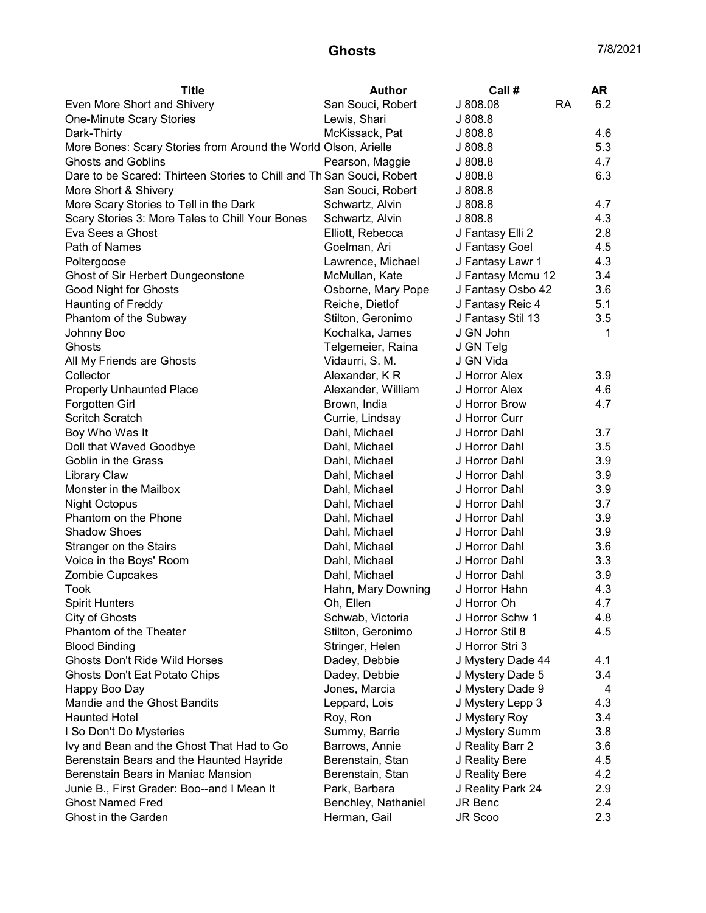# Ghosts

7/8/2021

| Title | Author | Call # | | AR |
|---|---|---|---|---|
| Even More Short and Shivery | San Souci, Robert | J 808.08 | RA | 6.2 |
| One-Minute Scary Stories | Lewis, Shari | J 808.8 | | |
| Dark-Thirty | McKissack, Pat | J 808.8 | | 4.6 |
| More Bones: Scary Stories from Around the World | Olson, Arielle | J 808.8 | | 5.3 |
| Ghosts and Goblins | Pearson, Maggie | J 808.8 | | 4.7 |
| Dare to be Scared: Thirteen Stories to Chill and Th | San Souci, Robert | J 808.8 | | 6.3 |
| More Short & Shivery | San Souci, Robert | J 808.8 | | |
| More Scary Stories to Tell in the Dark | Schwartz, Alvin | J 808.8 | | 4.7 |
| Scary Stories 3: More Tales to Chill Your Bones | Schwartz, Alvin | J 808.8 | | 4.3 |
| Eva Sees a Ghost | Elliott, Rebecca | J Fantasy Elli 2 | | 2.8 |
| Path of Names | Goelman, Ari | J Fantasy Goel | | 4.5 |
| Poltergoose | Lawrence, Michael | J Fantasy Lawr 1 | | 4.3 |
| Ghost of Sir Herbert Dungeonstone | McMullan, Kate | J Fantasy Mcmu 12 | | 3.4 |
| Good Night for Ghosts | Osborne, Mary Pope | J Fantasy Osbo 42 | | 3.6 |
| Haunting of Freddy | Reiche, Dietlof | J Fantasy Reic 4 | | 5.1 |
| Phantom of the Subway | Stilton, Geronimo | J Fantasy Stil 13 | | 3.5 |
| Johnny Boo | Kochalka, James | J GN John | | 1 |
| Ghosts | Telgemeier, Raina | J GN Telg | | |
| All My Friends are Ghosts | Vidaurri, S. M. | J GN Vida | | |
| Collector | Alexander, K R | J Horror Alex | | 3.9 |
| Properly Unhaunted Place | Alexander, William | J Horror Alex | | 4.6 |
| Forgotten Girl | Brown, India | J Horror Brow | | 4.7 |
| Scritch Scratch | Currie, Lindsay | J Horror Curr | | |
| Boy Who Was It | Dahl, Michael | J Horror Dahl | | 3.7 |
| Doll that Waved Goodbye | Dahl, Michael | J Horror Dahl | | 3.5 |
| Goblin in the Grass | Dahl, Michael | J Horror Dahl | | 3.9 |
| Library Claw | Dahl, Michael | J Horror Dahl | | 3.9 |
| Monster in the Mailbox | Dahl, Michael | J Horror Dahl | | 3.9 |
| Night Octopus | Dahl, Michael | J Horror Dahl | | 3.7 |
| Phantom on the Phone | Dahl, Michael | J Horror Dahl | | 3.9 |
| Shadow Shoes | Dahl, Michael | J Horror Dahl | | 3.9 |
| Stranger on the Stairs | Dahl, Michael | J Horror Dahl | | 3.6 |
| Voice in the Boys' Room | Dahl, Michael | J Horror Dahl | | 3.3 |
| Zombie Cupcakes | Dahl, Michael | J Horror Dahl | | 3.9 |
| Took | Hahn, Mary Downing | J Horror Hahn | | 4.3 |
| Spirit Hunters | Oh, Ellen | J Horror Oh | | 4.7 |
| City of Ghosts | Schwab, Victoria | J Horror Schw 1 | | 4.8 |
| Phantom of the Theater | Stilton, Geronimo | J Horror Stil 8 | | 4.5 |
| Blood Binding | Stringer, Helen | J Horror Stri 3 | | |
| Ghosts Don't Ride Wild Horses | Dadey, Debbie | J Mystery Dade 44 | | 4.1 |
| Ghosts Don't Eat Potato Chips | Dadey, Debbie | J Mystery Dade 5 | | 3.4 |
| Happy Boo Day | Jones, Marcia | J Mystery Dade 9 | | 4 |
| Mandie and the Ghost Bandits | Leppard, Lois | J Mystery Lepp 3 | | 4.3 |
| Haunted Hotel | Roy, Ron | J Mystery Roy | | 3.4 |
| I So Don't Do Mysteries | Summy, Barrie | J Mystery Summ | | 3.8 |
| Ivy and Bean and the Ghost That Had to Go | Barrows, Annie | J Reality Barr 2 | | 3.6 |
| Berenstain Bears and the Haunted Hayride | Berenstain, Stan | J Reality Bere | | 4.5 |
| Berenstain Bears in Maniac Mansion | Berenstain, Stan | J Reality Bere | | 4.2 |
| Junie B., First Grader: Boo--and I Mean It | Park, Barbara | J Reality Park 24 | | 2.9 |
| Ghost Named Fred | Benchley, Nathaniel | JR Benc | | 2.4 |
| Ghost in the Garden | Herman, Gail | JR Scoo | | 2.3 |